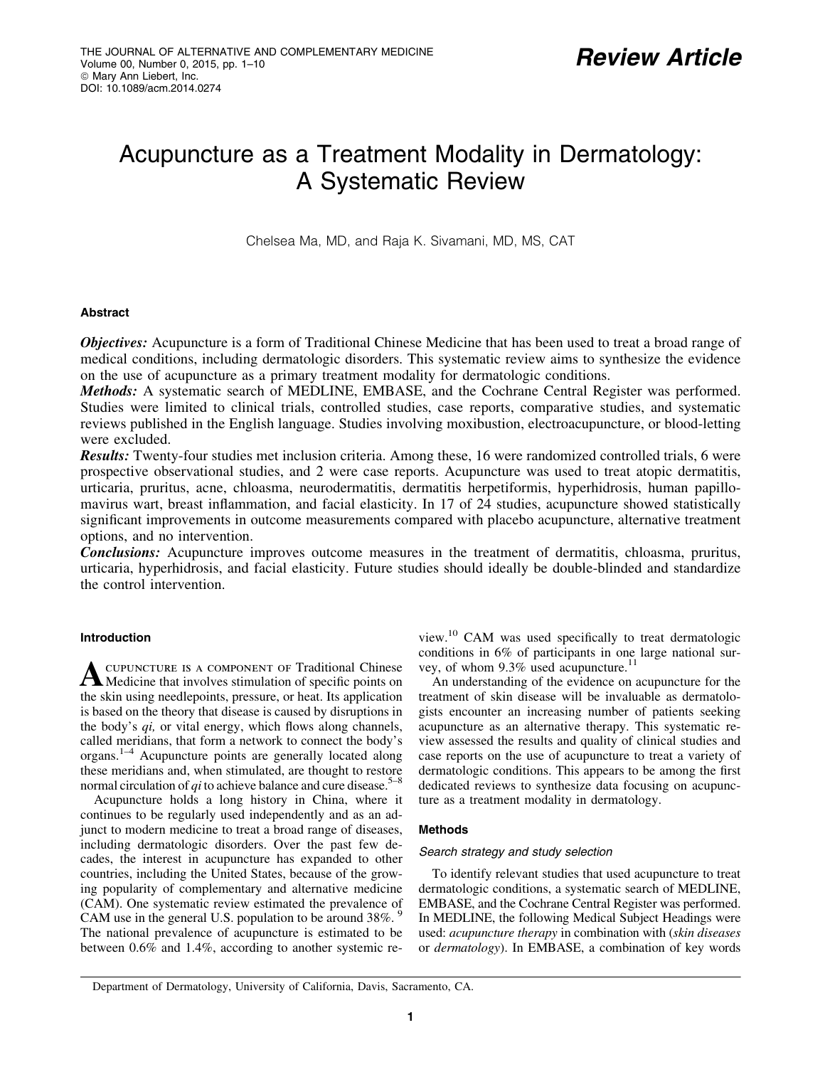Review Article

# Acupuncture as a Treatment Modality in Dermatology: A Systematic Review

Chelsea Ma, MD, and Raja K. Sivamani, MD, MS, CAT

## Abstract

***Objectives:*** Acupuncture is a form of Traditional Chinese Medicine that has been used to treat a broad range of medical conditions, including dermatologic disorders. This systematic review aims to synthesize the evidence on the use of acupuncture as a primary treatment modality for dermatologic conditions.

***Methods:*** A systematic search of MEDLINE, EMBASE, and the Cochrane Central Register was performed. Studies were limited to clinical trials, controlled studies, case reports, comparative studies, and systematic reviews published in the English language. Studies involving moxibustion, electroacupuncture, or blood-letting were excluded.

***Results:*** Twenty-four studies met inclusion criteria. Among these, 16 were randomized controlled trials, 6 were prospective observational studies, and 2 were case reports. Acupuncture was used to treat atopic dermatitis, urticaria, pruritus, acne, chloasma, neurodermatitis, dermatitis herpetiformis, hyperhidrosis, human papillomavirus wart, breast inflammation, and facial elasticity. In 17 of 24 studies, acupuncture showed statistically significant improvements in outcome measurements compared with placebo acupuncture, alternative treatment options, and no intervention.

***Conclusions:*** Acupuncture improves outcome measures in the treatment of dermatitis, chloasma, pruritus, urticaria, hyperhidrosis, and facial elasticity. Future studies should ideally be double-blinded and standardize the control intervention.

## Introduction

Acupuncture is a component of Traditional Chinese Medicine that involves stimulation of specific points on the skin using needlepoints, pressure, or heat. Its application is based on the theory that disease is caused by disruptions in the body's *qi,* or vital energy, which flows along channels, called meridians, that form a network to connect the body's organs.[1–4] Acupuncture points are generally located along these meridians and, when stimulated, are thought to restore normal circulation of *qi* to achieve balance and cure disease.[5–8]

Acupuncture holds a long history in China, where it continues to be regularly used independently and as an adjunct to modern medicine to treat a broad range of diseases, including dermatologic disorders. Over the past few decades, the interest in acupuncture has expanded to other countries, including the United States, because of the growing popularity of complementary and alternative medicine (CAM). One systematic review estimated the prevalence of CAM use in the general U.S. population to be around 38%.[9] The national prevalence of acupuncture is estimated to be between 0.6% and 1.4%, according to another systemic review.[10] CAM was used specifically to treat dermatologic conditions in 6% of participants in one large national survey, of whom 9.3% used acupuncture.[11]

An understanding of the evidence on acupuncture for the treatment of skin disease will be invaluable as dermatologists encounter an increasing number of patients seeking acupuncture as an alternative therapy. This systematic review assessed the results and quality of clinical studies and case reports on the use of acupuncture to treat a variety of dermatologic conditions. This appears to be among the first dedicated reviews to synthesize data focusing on acupuncture as a treatment modality in dermatology.

## Methods

### Search strategy and study selection

To identify relevant studies that used acupuncture to treat dermatologic conditions, a systematic search of MEDLINE, EMBASE, and the Cochrane Central Register was performed. In MEDLINE, the following Medical Subject Headings were used: *acupuncture therapy* in combination with (*skin diseases* or *dermatology*). In EMBASE, a combination of key words

Department of Dermatology, University of California, Davis, Sacramento, CA.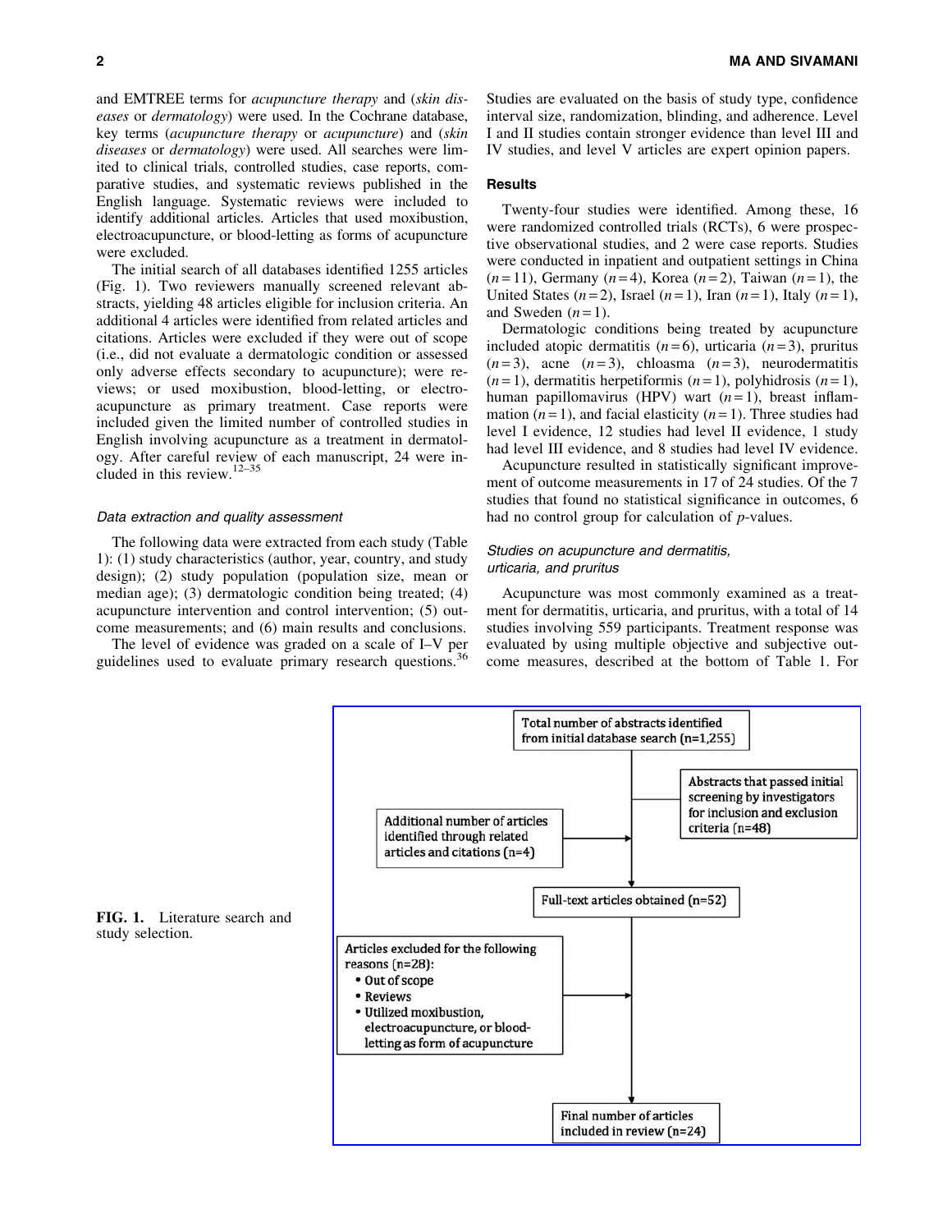and EMTREE terms for *acupuncture therapy* and (*skin diseases* or *dermatology*) were used. In the Cochrane database, key terms (*acupuncture therapy* or *acupuncture*) and (*skin diseases* or *dermatology*) were used. All searches were limited to clinical trials, controlled studies, case reports, comparative studies, and systematic reviews published in the English language. Systematic reviews were included to identify additional articles. Articles that used moxibustion, electroacupuncture, or blood-letting as forms of acupuncture were excluded.

The initial search of all databases identified 1255 articles (Fig. 1). Two reviewers manually screened relevant abstracts, yielding 48 articles eligible for inclusion criteria. An additional 4 articles were identified from related articles and citations. Articles were excluded if they were out of scope (i.e., did not evaluate a dermatologic condition or assessed only adverse effects secondary to acupuncture); were reviews; or used moxibustion, blood-letting, or electroacupuncture as primary treatment. Case reports were included given the limited number of controlled studies in English involving acupuncture as a treatment in dermatology. After careful review of each manuscript, 24 were included in this review.[12–35]

### *Data extraction and quality assessment*

The following data were extracted from each study (Table 1): (1) study characteristics (author, year, country, and study design); (2) study population (population size, mean or median age); (3) dermatologic condition being treated; (4) acupuncture intervention and control intervention; (5) outcome measurements; and (6) main results and conclusions.

The level of evidence was graded on a scale of I–V per guidelines used to evaluate primary research questions.[36] Studies are evaluated on the basis of study type, confidence interval size, randomization, blinding, and adherence. Level I and II studies contain stronger evidence than level III and IV studies, and level V articles are expert opinion papers.

## Results

Twenty-four studies were identified. Among these, 16 were randomized controlled trials (RCTs), 6 were prospective observational studies, and 2 were case reports. Studies were conducted in inpatient and outpatient settings in China ($n=11$), Germany ($n=4$), Korea ($n=2$), Taiwan ($n=1$), the United States ($n=2$), Israel ($n=1$), Iran ($n=1$), Italy ($n=1$), and Sweden ($n=1$).

Dermatologic conditions being treated by acupuncture included atopic dermatitis ($n=6$), urticaria ($n=3$), pruritus ($n=3$), acne ($n=3$), chloasma ($n=3$), neurodermatitis ($n=1$), dermatitis herpetiformis ($n=1$), polyhidrosis ($n=1$), human papillomavirus (HPV) wart ($n=1$), breast inflammation ($n=1$), and facial elasticity ($n=1$). Three studies had level I evidence, 12 studies had level II evidence, 1 study had level III evidence, and 8 studies had level IV evidence.

Acupuncture resulted in statistically significant improvement of outcome measurements in 17 of 24 studies. Of the 7 studies that found no statistical significance in outcomes, 6 had no control group for calculation of $p$-values.

### *Studies on acupuncture and dermatitis, urticaria, and pruritus*

Acupuncture was most commonly examined as a treatment for dermatitis, urticaria, and pruritus, with a total of 14 studies involving 559 participants. Treatment response was evaluated by using multiple objective and subjective outcome measures, described at the bottom of Table 1. For

Total number of abstracts identified from initial database search (n=1,255)

Abstracts that passed initial screening by investigators for inclusion and exclusion criteria (n=48)

Additional number of articles identified through related articles and citations (n=4)

Full-text articles obtained (n=52)

Articles excluded for the following reasons (n=28):
- Out of scope
- Reviews
- Utilized moxibustion, electroacupuncture, or blood-letting as form of acupuncture

Final number of articles included in review (n=24)

**FIG. 1.** Literature search and study selection.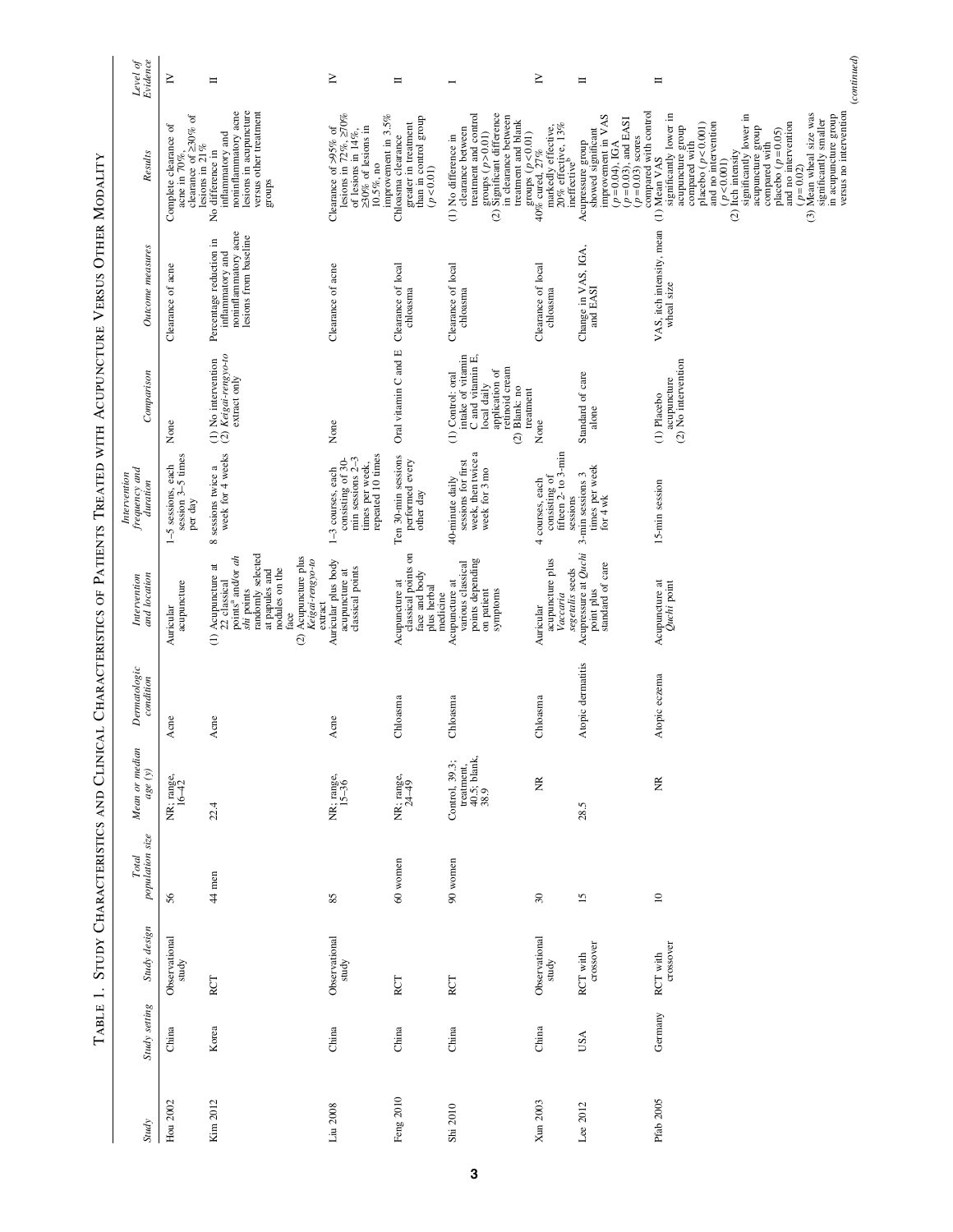TABLE 1. STUDY CHARACTERISTICS AND CLINICAL CHARACTERISTICS OF PATIENTS TREATED WITH ACUPUNCTURE VERSUS OTHER MODALITY

| Study | Study setting | Study design | Total population size | Mean or median age (y) | Dermatologic condition | Intervention and location | Intervention frequency and duration | Comparison | Outcome measures | Results | Level of Evidence |
|---|---|---|---|---|---|---|---|---|---|---|---|
| Hou 2002 | China | Observational study | 56 | NR; range, 16–42 | Acne | Auricular acupuncture | 1–5 sessions, each session 3–5 times per day | None | Clearance of acne | Complete clearance of acne in 70%, clearance of ≥30% of lesions in 21% | IV |
| Kim 2012 | Korea | RCT | 44 men | 22.4 | Acne | (1) Acupuncture at 22 classical points[a] and/or *ah shi* points randomly selected at papules and nodules on the face (2) Acupuncture plus *Keigai-rengyo-to* extract | 8 sessions twice a week for 4 weeks | (1) No intervention (2) *Keigai-rengyo-to* extract only | Percentage reduction in inflammatory and noninflammatory acne lesions from baseline | No difference in inflammatory and noninflammatory acne lesions in acupuncture versus other treatment groups | II |
| Liu 2008 | China | Observational study | 85 | NR; range, 15–36 | Acne | Auricular plus body acupuncture at classical points | 1–3 courses, each consisting of 30-min sessions 2–3 times per week, repeated 10 times | None | Clearance of acne | Clearance of >95% of lesions in 72%, ≥70% of lesions in 14%, ≥30% of lesions in 10.5%, no improvement in 3.5% | IV |
| Feng 2010 | China | RCT | 60 women | NR; range, 24–49 | Chloasma | Acupuncture at classical points on face and body plus herbal medicine | Ten 30-min sessions performed every other day | Oral vitamin C and E | Clearance of local chloasma | Chloasma clearance greater in treatment than in control group ($p<0.01$) | II |
| Shi 2010 | China | RCT | 90 women | Control, 39.3; treatment, 40.5; blank, 38.9 | Chloasma | Acupuncture at various classical points depending on patient symptoms | 40-minute daily sessions for first week, then twice a week for 3 mo | (1) Control: oral intake of vitamin C and vitamin E, local daily application of retinoid cream (2) Blank: no treatment | Clearance of local chloasma | (1) No difference in clearance between treatment and control groups ($p>0.01$) (2) Significant difference in clearance between treatment and blank groups ($p<0.01$) | I |
| Xun 2003 | China | Observational study | 30 | NR | Chloasma | Auricular acupuncture plus *Vaccaria segetalis* seeds | 4 courses, each consisting of fifteen 2- to 3-min sessions | None | Clearance of local chloasma | 40% cured, 27% markedly effective, 20% effective, 13% ineffective[b] | IV |
| Lee 2012 | USA | RCT with crossover | 15 | 28.5 | Atopic dermatitis | Acupressure at *Quchi* point plus standard of care | 3-min sessions 3 times per week for 4 wk | Standard of care alone | Change in VAS, IGA, and EASI | Acupressure group showed significant improvement in VAS ($p=0.04$), IGA ($p=0.03$), and EASI ($p=0.03$) scores compared with control | II |
| Pfab 2005 | Germany | RCT with crossover | 10 | NR | Atopic eczema | Acupuncture at *Quchi* point | 15-min session | (1) Placebo acupuncture (2) No intervention | VAS, itch intensity, mean wheal size | (1) Mean VAS significantly lower in acupuncture group compared with placebo ($p<0.001$) and no intervention ($p<0.001$) (2) Itch intensity significantly lower in acupuncture group compared with placebo ($p=0.05$) and no intervention ($p=0.02$) (3) Mean wheal size was significantly smaller in acupuncture group versus no intervention | II |

(continued)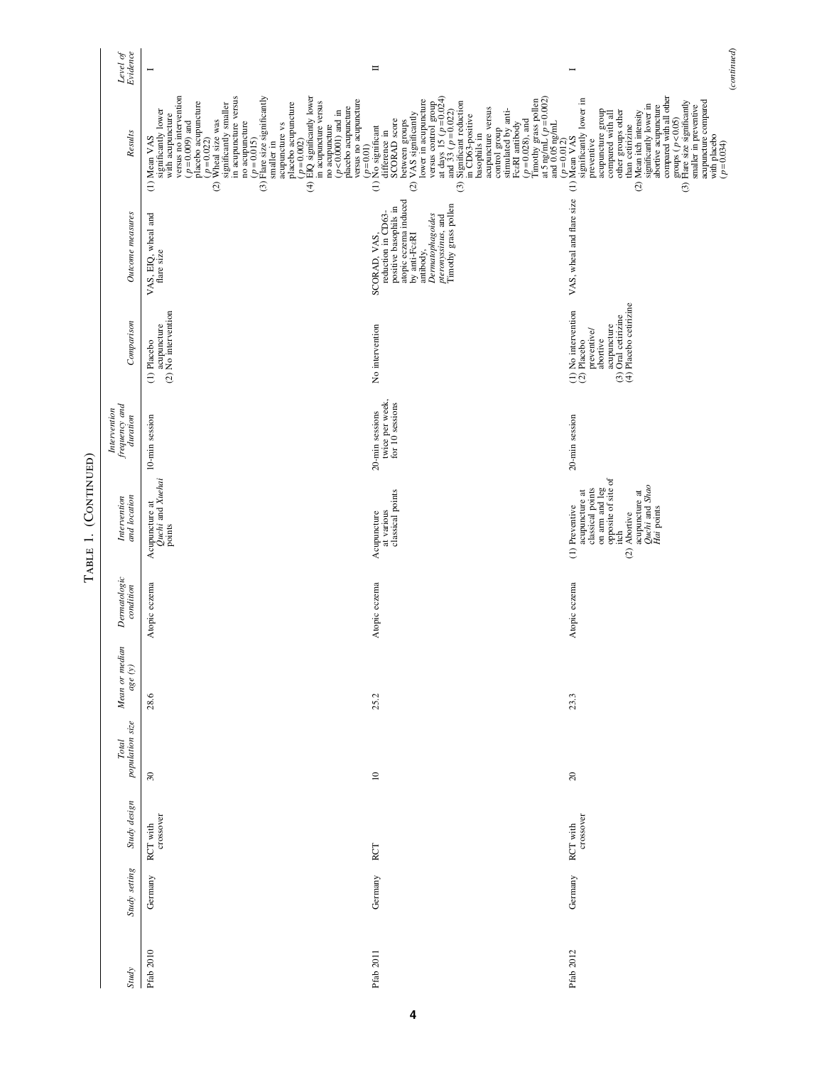Table 1. (Continued)

| Study | Study setting | Study design | Total population size | Mean or median age (y) | Dermatologic condition | Intervention and location | Intervention frequency and duration | Comparison | Outcome measures | Results | Level of Evidence |
|---|---|---|---|---|---|---|---|---|---|---|---|
| Pfab 2010 | Germany | RCT with crossover | 30 | 28.6 | Atopic eczema | Acupuncture at *Quchi* and *Xuehai* points | 10-min session | (1) Placebo acupuncture (2) No intervention | VAS, EIQ, wheal and flare size | (1) Mean VAS significantly lower with acupuncture versus no intervention ($p=0.009$) and placebo acupuncture ($p=0.022$) (2) Wheal size was significantly smaller in acupuncture versus no acupuncture ($p=0.015$) (3) Flare size significantly smaller in acupuncture vs placebo acupuncture ($p=0.002$) (4) EIQ significantly lower in acupuncture versus no acupuncture ($p<0.0001$) and in placebo acupuncture versus no acupuncture ($p=0.01$) | I |
| Pfab 2011 | Germany | RCT | 10 | 25.2 | Atopic eczema | Acupuncture at various classical points | 20-min sessions twice per week, for 10 sessions | No intervention | SCORAD, VAS, reduction in CD63-positive basophils in atopic eczema induced by anti-FcεRI antibody, *Dermatophagoides pteronyssinus*, and Timothy grass pollen | (1) No significant difference in SCORAD score between groups (2) VAS significantly lower in acupuncture versus control group at days 15 ($p=0.024$) and 33 ($p=0.022$) (3) Significant reduction in CD63-positive basophils in acupuncture versus control group stimulated by anti-FcεRI antibody ($p=0.028$), and Timothy grass pollen at 5 ng/mL ($p=0.002$) and 0.05 ng/mL ($p=0.012$) | II |
| Pfab 2012 | Germany | RCT with crossover | 20 | 23.3 | Atopic eczema | (1) Preventive acupuncture at classical points on arm and leg opposite of site of itch (2) Abortive acupuncture at *Quchi* and *Shao Hai* points | 20-min session | (1) No intervention (2) Placebo preventive/abortive acupuncture (3) Oral cetirizine (4) Placebo cetirizine | VAS, wheal and flare size | (1) Mean VAS significantly lower in preventive acupuncture group compared with all other groups other than cetirizine (2) Mean itch intensity significantly lower in abortive acupuncture compared with all other groups ($p<0.05$) (3) Flare size significantly smaller in preventive acupuncture compared with placebo ($p=0.034$) | I |

(continued)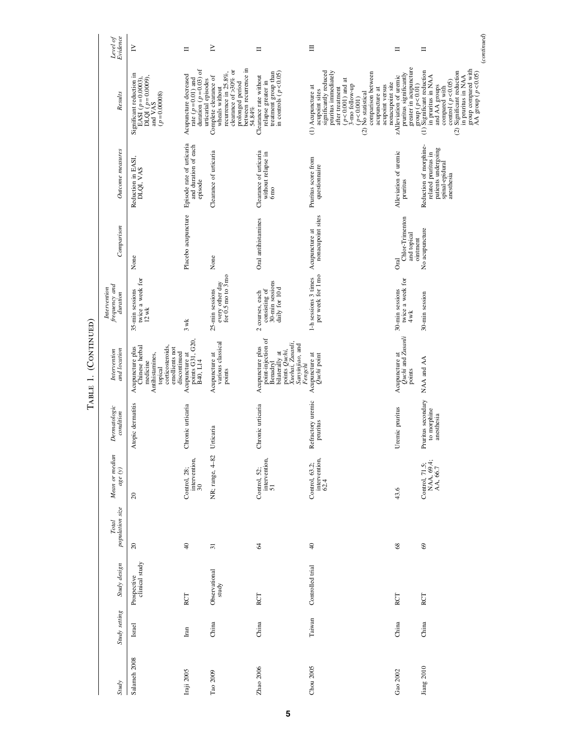TABLE 1. (CONTINUED)

| Study | Study setting | Study design | Total population size | Mean or median age (y) | Dermatologic condition | Intervention and location | Intervention frequency and duration | Comparison | Outcome measures | Results | Level of Evidence |
|---|---|---|---|---|---|---|---|---|---|---|---|
| Salameh 2008 | Israel | Prospective clinical study | 20 | 20 | Atopic dermatitis | Acupuncture plus Chinese herbal medicine Antihistamines, topical corticosteroids, emollients not discontinued | 35-min sessions twice a week for 12 wk | None | Reduction in EASI, DLQI, VAS | Significant reduction in EASI ($p = 0.0003$), DLQI ($p = 0.0009$), and VAS ($p = 0.00008$) | IV |
| Iraji 2005 | Iran | RCT | 40 | Control, 28; intervention, 30 | Chronic urticaria | Acupuncture at points G31, G20, B40, L14 | 3 wk | Placebo acupuncture | Episode rate of urticaria and duration of each episode | Acupuncture decreased rate ($p = 0.01$) and duration ($p = 0.03$) of urticarial episodes | II |
| Tao 2009 | China | Observational study | 31 | NR; range, 4–82 | Urticaria | Acupuncture at various classical points | 25-min sessions every other day for 0.5 mo to 3 mo | None | Clearance of urticaria | Complete clearance of wheals without recurrence in 25.8%, clearance of ≥30% or prolonged period between recurrence in 54.84% | IV |
| Zhao 2006 | China | RCT | 64 | Control, 52; intervention, 51 | Chronic urticaria | Acupuncture plus point-injection of Benadryl bilaterally at points *Quchi, Xuehai, Zusanli, Sanyinjiao*, and *Fengchi* | 2 courses, each consisting of 30-min sessions daily for 10 d | Oral antihistamines | Clearance of urticaria without relapse in 6 mo | Clearance rate without relapse greater in treatment group than in controls ($p < 0.05$) | II |
| Chou 2005 | Taiwan | Controlled trial | 40 | Control, 63.2; intervention, 62.4 | Refractory uremic pruritus | Acupuncture at *Quchi* point | 1-h sessions 3 times per week for 1 mo | Acupuncture at nonacupoint sites | Pruritus score from questionnaire | (1) Acupuncture at acupoint sites significantly reduced pruritus immediately after treatment ($p < 0.001$) and at 3-mo follow-up ($p < 0.001$) (2) No statistical comparison between acupuncture at acupoint versus nonacupoint site | III |
| Gao 2002 | China | RCT | 68 | 43.6 | Uremic pruritus | Acupuncture at *Quchi* and *Zusanli* points | 30-min sessions twice a week for 4 wk | Oral Chlor-Trimenton and topical ointment | Alleviation of uremic pruritus | zAlleviation of uremic pruritus significantly greater in acupuncture group ($p < 0.01$) | II |
| Jiang 2010 | China | RCT | 69 | Control, 71.5; NAA, 69.4; AA, 66.7 | Pruritus secondary to morphine anesthesia | NAA and AA | 30-min session | No acupuncture | Reduction of morphine-related pruritus in patients undergoing spinal-epidural anesthesia | (1) Significant reduction in pruritus in NAA and AA groups compared with control ($p < 0.05$) (2) Significant reduction in pruritus in NAA group compared with AA group ($p < 0.05$) | II |

(*continued*)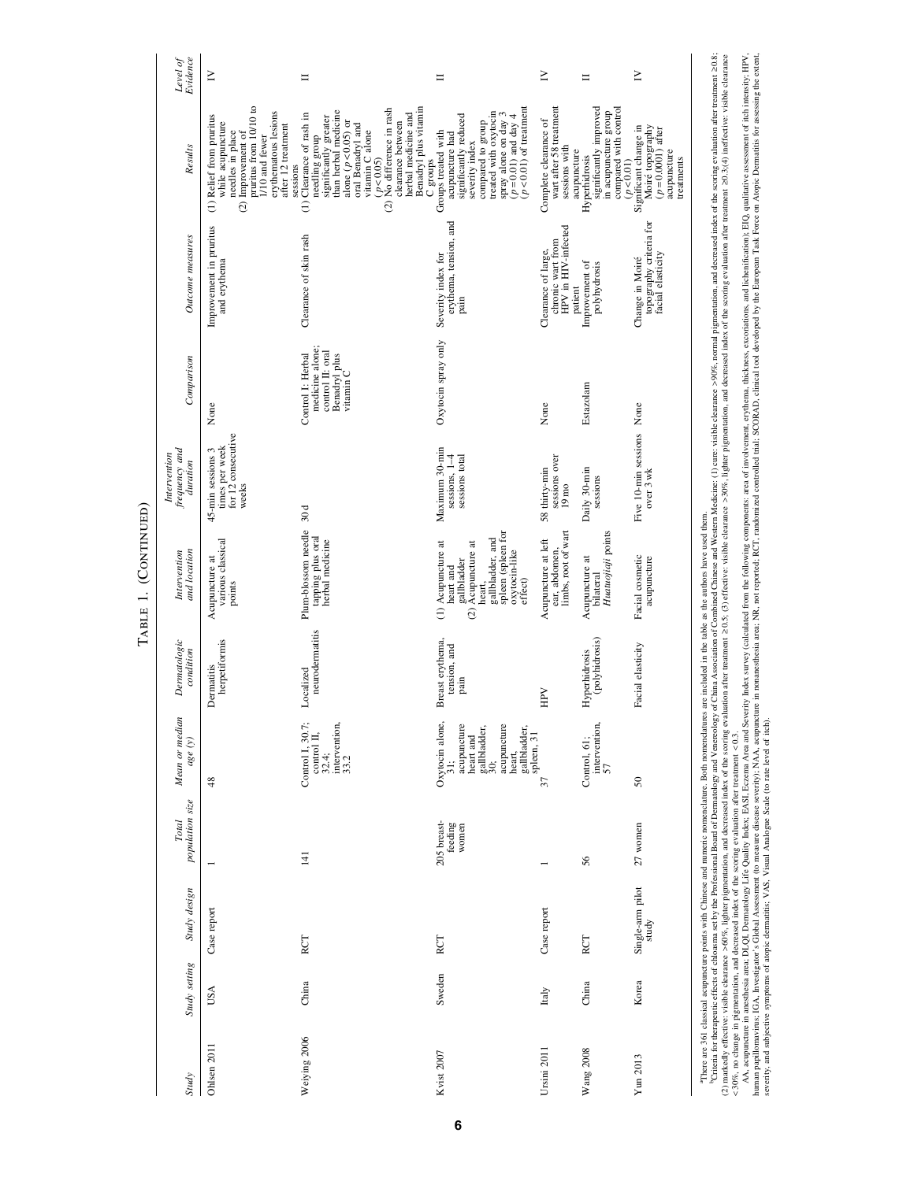TABLE 1. (CONTINUED)

| Study | Study setting | Study design | Total population size | Mean or median age (y) | Dermatologic condition | Intervention and location | Intervention frequency and duration | Comparison | Outcome measures | Results | Level of Evidence |
|---|---|---|---|---|---|---|---|---|---|---|---|
| Ohlsen 2011 | USA | Case report | 1 | 48 | Dermatitis herpetiformis | Acupuncture at various classical points | 45-min sessions 3 times per week for 12 consecutive weeks | None | Improvement in pruritus and erythema | (1) Relief from pruritus while acupuncture needles in place (2) Improvement of pruritus from 10/10 to 1/10 and fewer erythematous lesions after 12 treatment sessions | IV |
| Weiying 2006 | China | RCT | 141 | Control I, 30.7; control II, 32.4; intervention, 33.2 | Localized neurodermatitis | Plum-blossom needle tapping plus oral herbal medicine | 30 d | Control I: Herbal medicine alone; control II: oral Benadryl plus vitamin C | Clearance of skin rash | (1) Clearance of rash in needling group significantly greater than herbal medicine alone ($p<0.05$) or oral Benadryl and vitamin C alone ($p<0.05$) (2) No difference in rash clearance between herbal medicine and Benadryl plus vitamin C groups | II |
| Kvist 2007 | Sweden | RCT | 205 breast-feeding women | Oxytocin alone, 31; acupuncture heart and gallbladder, 30; acupuncture heart, gallbladder, spleen, 31 | Breast erythema, tension, and pain | (1) Acupuncture at heart and gallbladder (2) Acupuncture at heart, gallbladder, and spleen (spleen for oxytocin-like effect) | Maximum 30-min sessions, 1–4 sessions total | Oxytocin spray only | Severity index for erythema, tension, and pain | Groups treated with acupuncture had significantly reduced severity index compared to group treated with oxytocin spray alone on day 3 ($p=0.01$) and day 4 ($p<0.01$) of treatment | II |
| Ursini 2011 | Italy | Case report | 1 | 37 | HPV | Acupuncture at left ear, abdomen, limbs, root of wart | 58 thirty-min sessions over 19 mo | None | Clearance of large, chronic wart from HPV in HIV-infected patient | Complete clearance of wart after 58 treatment sessions with acupuncture | IV |
| Wang 2008 | China | RCT | 56 | Control, 61; intervention, 57 | Hyperhidrosis (polyhidrosis) | Acupuncture at bilateral *Huatuojiaji* points | Daily 30-min sessions | Estazolam | Improvement of polyhydrosis | Hyperhidrosis significantly improved in acupuncture group compared with control ($p<0.01$) | II |
| Yun 2013 | Korea | Single-arm pilot study | 27 women | 50 | Facial elasticity | Facial cosmetic acupuncture | Five 10-min sessions over 3 wk | None | Change in Moiré topography criteria for facial elasticity | Significant change in Moiré topography ($p=0.0001$) after acupuncture treatments | IV |

[a]There are 361 classical acupuncture points with Chinese and numeric nomenclature. Both nomenclatures are included in the table as the authors have used them.

[b]Criteria for therapeutic effects of chloasma set by the Professional Board of Dermatology and Venereology of China Association of Combined Chinese and Western Medicine: (1) cure: visible clearance >90%, normal pigmentation, and decreased index of the scoring evaluation after treatment ≥0.8; (2) markedly effective: visible clearance >60%, lighter pigmentation, and decreased index of the scoring evaluation after treatment ≥0.5; (3) effective: visible clearance >30%, lighter pigmentation, and decreased index of the scoring evaluation after treatment ≥0.3;(4) ineffective: visible clearance <30%, no change in pigmentation, and decreased index of the scoring evaluation after treatment <0.3.

AA, acupuncture in anesthesia area; DLQI, Dermatology Life Quality Index; EASI, Eczema Area and Severity Index survey (calculated from the following components: area of involvement, erythema, thickness, excoriations, and lichenification); EIQ, qualitative assessment of itch intensity; HPV, human papillomavirus; IGA, Investigator's Global Assessment (to measure disease severity); NAA, acupuncture in nonanesthesia area; NR, not reported; RCT, randomized controlled trial; SCORAD, clinical tool developed by the European Task Force on Atopic Dermatitis for assessing the extent, severity, and subjective symptoms of atopic dermatitis; VAS, Visual Analogue Scale (to rate level of itch).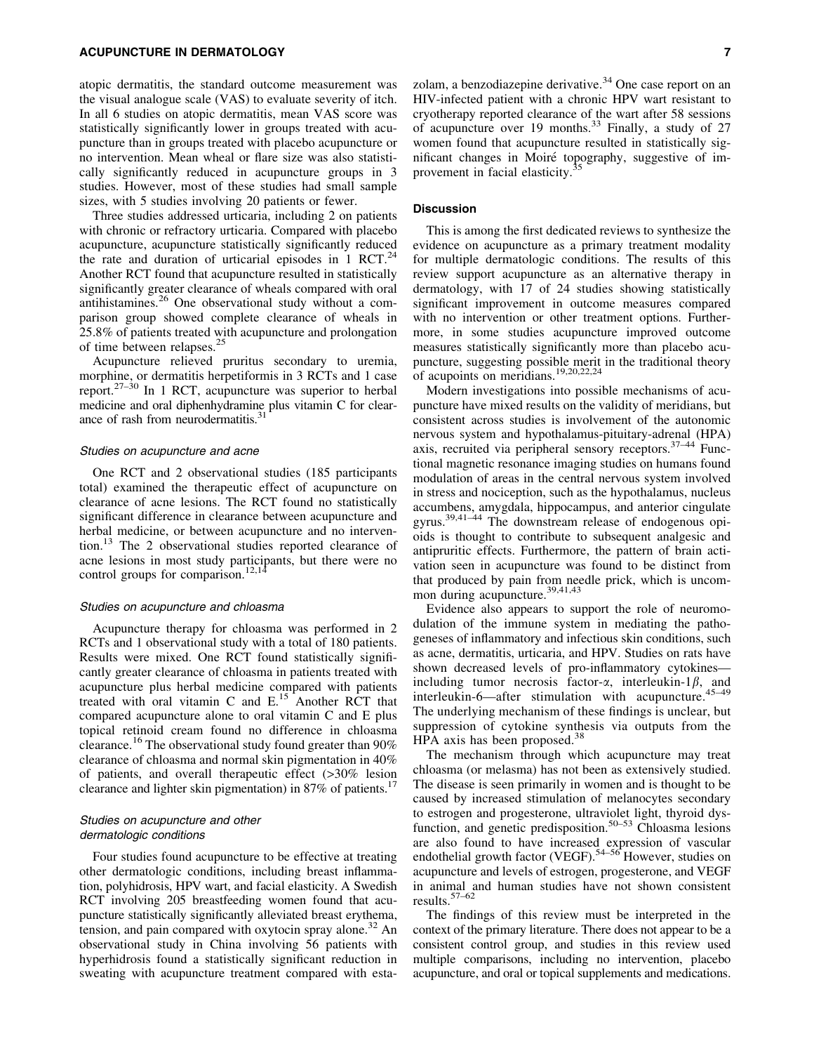atopic dermatitis, the standard outcome measurement was the visual analogue scale (VAS) to evaluate severity of itch. In all 6 studies on atopic dermatitis, mean VAS score was statistically significantly lower in groups treated with acupuncture than in groups treated with placebo acupuncture or no intervention. Mean wheal or flare size was also statistically significantly reduced in acupuncture groups in 3 studies. However, most of these studies had small sample sizes, with 5 studies involving 20 patients or fewer.

Three studies addressed urticaria, including 2 on patients with chronic or refractory urticaria. Compared with placebo acupuncture, acupuncture statistically significantly reduced the rate and duration of urticarial episodes in 1 RCT.[24] Another RCT found that acupuncture resulted in statistically significantly greater clearance of wheals compared with oral antihistamines.[26] One observational study without a comparison group showed complete clearance of wheals in 25.8% of patients treated with acupuncture and prolongation of time between relapses.[25]

Acupuncture relieved pruritus secondary to uremia, morphine, or dermatitis herpetiformis in 3 RCTs and 1 case report.[27–30] In 1 RCT, acupuncture was superior to herbal medicine and oral diphenhydramine plus vitamin C for clearance of rash from neurodermatitis.[31]

### *Studies on acupuncture and acne*

One RCT and 2 observational studies (185 participants total) examined the therapeutic effect of acupuncture on clearance of acne lesions. The RCT found no statistically significant difference in clearance between acupuncture and herbal medicine, or between acupuncture and no intervention.[13] The 2 observational studies reported clearance of acne lesions in most study participants, but there were no control groups for comparison.[12,14]

### *Studies on acupuncture and chloasma*

Acupuncture therapy for chloasma was performed in 2 RCTs and 1 observational study with a total of 180 patients. Results were mixed. One RCT found statistically significantly greater clearance of chloasma in patients treated with acupuncture plus herbal medicine compared with patients treated with oral vitamin C and E.[15] Another RCT that compared acupuncture alone to oral vitamin C and E plus topical retinoid cream found no difference in chloasma clearance.[16] The observational study found greater than 90% clearance of chloasma and normal skin pigmentation in 40% of patients, and overall therapeutic effect (>30% lesion clearance and lighter skin pigmentation) in 87% of patients.[17]

### *Studies on acupuncture and other dermatologic conditions*

Four studies found acupuncture to be effective at treating other dermatologic conditions, including breast inflammation, polyhidrosis, HPV wart, and facial elasticity. A Swedish RCT involving 205 breastfeeding women found that acupuncture statistically significantly alleviated breast erythema, tension, and pain compared with oxytocin spray alone.[32] An observational study in China involving 56 patients with hyperhidrosis found a statistically significant reduction in sweating with acupuncture treatment compared with estazolam, a benzodiazepine derivative.[34] One case report on an HIV-infected patient with a chronic HPV wart resistant to cryotherapy reported clearance of the wart after 58 sessions of acupuncture over 19 months.[33] Finally, a study of 27 women found that acupuncture resulted in statistically significant changes in Moiré topography, suggestive of improvement in facial elasticity.[35]

## Discussion

This is among the first dedicated reviews to synthesize the evidence on acupuncture as a primary treatment modality for multiple dermatologic conditions. The results of this review support acupuncture as an alternative therapy in dermatology, with 17 of 24 studies showing statistically significant improvement in outcome measures compared with no intervention or other treatment options. Furthermore, in some studies acupuncture improved outcome measures statistically significantly more than placebo acupuncture, suggesting possible merit in the traditional theory of acupoints on meridians.[19,20,22,24]

Modern investigations into possible mechanisms of acupuncture have mixed results on the validity of meridians, but consistent across studies is involvement of the autonomic nervous system and hypothalamus-pituitary-adrenal (HPA) axis, recruited via peripheral sensory receptors.[37–44] Functional magnetic resonance imaging studies on humans found modulation of areas in the central nervous system involved in stress and nociception, such as the hypothalamus, nucleus accumbens, amygdala, hippocampus, and anterior cingulate gyrus.[39,41–44] The downstream release of endogenous opioids is thought to contribute to subsequent analgesic and antipruritic effects. Furthermore, the pattern of brain activation seen in acupuncture was found to be distinct from that produced by pain from needle prick, which is uncommon during acupuncture.[39,41,43]

Evidence also appears to support the role of neuromodulation of the immune system in mediating the pathogeneses of inflammatory and infectious skin conditions, such as acne, dermatitis, urticaria, and HPV. Studies on rats have shown decreased levels of pro-inflammatory cytokines—including tumor necrosis factor-$\alpha$, interleukin-1$\beta$, and interleukin-6—after stimulation with acupuncture.[45–49] The underlying mechanism of these findings is unclear, but suppression of cytokine synthesis via outputs from the HPA axis has been proposed.[38]

The mechanism through which acupuncture may treat chloasma (or melasma) has not been as extensively studied. The disease is seen primarily in women and is thought to be caused by increased stimulation of melanocytes secondary to estrogen and progesterone, ultraviolet light, thyroid dysfunction, and genetic predisposition.[50–53] Chloasma lesions are also found to have increased expression of vascular endothelial growth factor (VEGF).[54–56] However, studies on acupuncture and levels of estrogen, progesterone, and VEGF in animal and human studies have not shown consistent results.[57–62]

The findings of this review must be interpreted in the context of the primary literature. There does not appear to be a consistent control group, and studies in this review used multiple comparisons, including no intervention, placebo acupuncture, and oral or topical supplements and medications.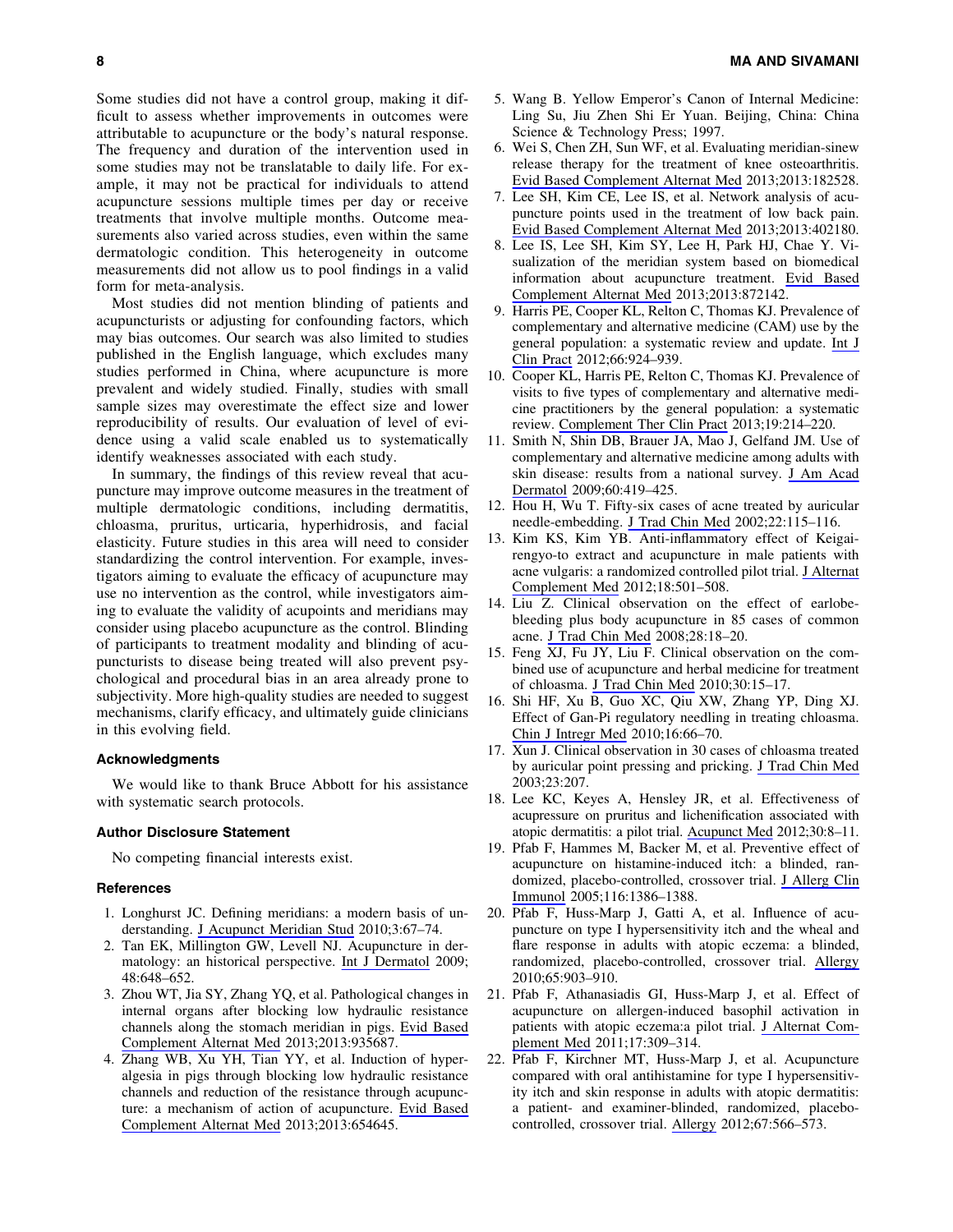Some studies did not have a control group, making it difficult to assess whether improvements in outcomes were attributable to acupuncture or the body's natural response. The frequency and duration of the intervention used in some studies may not be translatable to daily life. For example, it may not be practical for individuals to attend acupuncture sessions multiple times per day or receive treatments that involve multiple months. Outcome measurements also varied across studies, even within the same dermatologic condition. This heterogeneity in outcome measurements did not allow us to pool findings in a valid form for meta-analysis.

Most studies did not mention blinding of patients and acupuncturists or adjusting for confounding factors, which may bias outcomes. Our search was also limited to studies published in the English language, which excludes many studies performed in China, where acupuncture is more prevalent and widely studied. Finally, studies with small sample sizes may overestimate the effect size and lower reproducibility of results. Our evaluation of level of evidence using a valid scale enabled us to systematically identify weaknesses associated with each study.

In summary, the findings of this review reveal that acupuncture may improve outcome measures in the treatment of multiple dermatologic conditions, including dermatitis, chloasma, pruritus, urticaria, hyperhidrosis, and facial elasticity. Future studies in this area will need to consider standardizing the control intervention. For example, investigators aiming to evaluate the efficacy of acupuncture may use no intervention as the control, while investigators aiming to evaluate the validity of acupoints and meridians may consider using placebo acupuncture as the control. Blinding of participants to treatment modality and blinding of acupuncturists to disease being treated will also prevent psychological and procedural bias in an area already prone to subjectivity. More high-quality studies are needed to suggest mechanisms, clarify efficacy, and ultimately guide clinicians in this evolving field.

### Acknowledgments

We would like to thank Bruce Abbott for his assistance with systematic search protocols.

### Author Disclosure Statement

No competing financial interests exist.

### References

1. Longhurst JC. Defining meridians: a modern basis of understanding. J Acupunct Meridian Stud 2010;3:67–74.
2. Tan EK, Millington GW, Levell NJ. Acupuncture in dermatology: an historical perspective. Int J Dermatol 2009; 48:648–652.
3. Zhou WT, Jia SY, Zhang YQ, et al. Pathological changes in internal organs after blocking low hydraulic resistance channels along the stomach meridian in pigs. Evid Based Complement Alternat Med 2013;2013:935687.
4. Zhang WB, Xu YH, Tian YY, et al. Induction of hyperalgesia in pigs through blocking low hydraulic resistance channels and reduction of the resistance through acupuncture: a mechanism of action of acupuncture. Evid Based Complement Alternat Med 2013;2013:654645.
5. Wang B. Yellow Emperor's Canon of Internal Medicine: Ling Su, Jiu Zhen Shi Er Yuan. Beijing, China: China Science & Technology Press; 1997.
6. Wei S, Chen ZH, Sun WF, et al. Evaluating meridian-sinew release therapy for the treatment of knee osteoarthritis. Evid Based Complement Alternat Med 2013;2013:182528.
7. Lee SH, Kim CE, Lee IS, et al. Network analysis of acupuncture points used in the treatment of low back pain. Evid Based Complement Alternat Med 2013;2013:402180.
8. Lee IS, Lee SH, Kim SY, Lee H, Park HJ, Chae Y. Visualization of the meridian system based on biomedical information about acupuncture treatment. Evid Based Complement Alternat Med 2013;2013:872142.
9. Harris PE, Cooper KL, Relton C, Thomas KJ. Prevalence of complementary and alternative medicine (CAM) use by the general population: a systematic review and update. Int J Clin Pract 2012;66:924–939.
10. Cooper KL, Harris PE, Relton C, Thomas KJ. Prevalence of visits to five types of complementary and alternative medicine practitioners by the general population: a systematic review. Complement Ther Clin Pract 2013;19:214–220.
11. Smith N, Shin DB, Brauer JA, Mao J, Gelfand JM. Use of complementary and alternative medicine among adults with skin disease: results from a national survey. J Am Acad Dermatol 2009;60:419–425.
12. Hou H, Wu T. Fifty-six cases of acne treated by auricular needle-embedding. J Trad Chin Med 2002;22:115–116.
13. Kim KS, Kim YB. Anti-inflammatory effect of Keigairengyo-to extract and acupuncture in male patients with acne vulgaris: a randomized controlled pilot trial. J Alternat Complement Med 2012;18:501–508.
14. Liu Z. Clinical observation on the effect of earlobe-bleeding plus body acupuncture in 85 cases of common acne. J Trad Chin Med 2008;28:18–20.
15. Feng XJ, Fu JY, Liu F. Clinical observation on the combined use of acupuncture and herbal medicine for treatment of chloasma. J Trad Chin Med 2010;30:15–17.
16. Shi HF, Xu B, Guo XC, Qiu XW, Zhang YP, Ding XJ. Effect of Gan-Pi regulatory needling in treating chloasma. Chin J Intregr Med 2010;16:66–70.
17. Xun J. Clinical observation in 30 cases of chloasma treated by auricular point pressing and pricking. J Trad Chin Med 2003;23:207.
18. Lee KC, Keyes A, Hensley JR, et al. Effectiveness of acupressure on pruritus and lichenification associated with atopic dermatitis: a pilot trial. Acupunct Med 2012;30:8–11.
19. Pfab F, Hammes M, Backer M, et al. Preventive effect of acupuncture on histamine-induced itch: a blinded, randomized, placebo-controlled, crossover trial. J Allerg Clin Immunol 2005;116:1386–1388.
20. Pfab F, Huss-Marp J, Gatti A, et al. Influence of acupuncture on type I hypersensitivity itch and the wheal and flare response in adults with atopic eczema: a blinded, randomized, placebo-controlled, crossover trial. Allergy 2010;65:903–910.
21. Pfab F, Athanasiadis GI, Huss-Marp J, et al. Effect of acupuncture on allergen-induced basophil activation in patients with atopic eczema:a pilot trial. J Alternat Complement Med 2011;17:309–314.
22. Pfab F, Kirchner MT, Huss-Marp J, et al. Acupuncture compared with oral antihistamine for type I hypersensitivity itch and skin response in adults with atopic dermatitis: a patient- and examiner-blinded, randomized, placebo-controlled, crossover trial. Allergy 2012;67:566–573.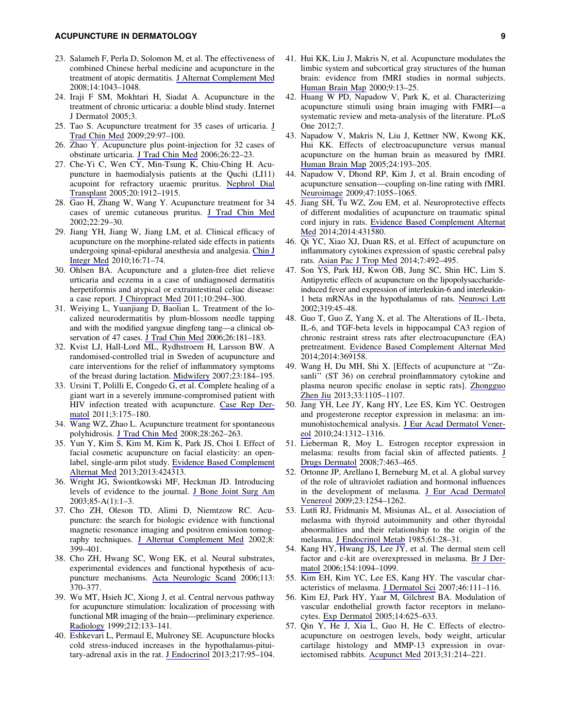23. Salameh F, Perla D, Solomon M, et al. The effectiveness of combined Chinese herbal medicine and acupuncture in the treatment of atopic dermatitis. J Alternat Complement Med 2008;14:1043–1048.
24. Iraji F SM, Mokhtari H, Siadat A. Acupuncture in the treatment of chronic urticaria: a double blind study. Internet J Dermatol 2005;3.
25. Tao S. Acupuncture treatment for 35 cases of urticaria. J Trad Chin Med 2009;29:97–100.
26. Zhao Y. Acupuncture plus point-injection for 32 cases of obstinate urticaria. J Trad Chin Med 2006;26:22–23.
27. Che-Yi C, Wen CY, Min-Tsung K, Chiu-Ching H. Acupuncture in haemodialysis patients at the Quchi (LI11) acupoint for refractory uraemic pruritus. Nephrol Dial Transplant 2005;20:1912–1915.
28. Gao H, Zhang W, Wang Y. Acupuncture treatment for 34 cases of uremic cutaneous pruritus. J Trad Chin Med 2002;22:29–30.
29. Jiang YH, Jiang W, Jiang LM, et al. Clinical efficacy of acupuncture on the morphine-related side effects in patients undergoing spinal-epidural anesthesia and analgesia. Chin J Integr Med 2010;16:71–74.
30. Ohlsen BA. Acupuncture and a gluten-free diet relieve urticaria and eczema in a case of undiagnosed dermatitis herpetiformis and atypical or extraintestinal celiac disease: a case report. J Chiropract Med 2011;10:294–300.
31. Weiying L, Yuanjiang D, Baolian L. Treatment of the localized neurodermatitis by plum-blossom needle tapping and with the modified yangxue dingfeng tang—a clinical observation of 47 cases. J Trad Chin Med 2006;26:181–183.
32. Kvist LJ, Hall-Lord ML, Rydhstroem H, Larsson BW. A randomised-controlled trial in Sweden of acupuncture and care interventions for the relief of inflammatory symptoms of the breast during lactation. Midwifery 2007;23:184–195.
33. Ursini T, Polilli E, Congedo G, et al. Complete healing of a giant wart in a severely immune-compromised patient with HIV infection treated with acupuncture. Case Rep Dermatol 2011;3:175–180.
34. Wang WZ, Zhao L. Acupuncture treatment for spontaneous polyhidrosis. J Trad Chin Med 2008;28:262–263.
35. Yun Y, Kim S, Kim M, Kim K, Park JS, Choi I. Effect of facial cosmetic acupuncture on facial elasticity: an open-label, single-arm pilot study. Evidence Based Complement Alternat Med 2013;2013:424313.
36. Wright JG, Swiontkowski MF, Heckman JD. Introducing levels of evidence to the journal. J Bone Joint Surg Am 2003;85-A(1):1–3.
37. Cho ZH, Oleson TD, Alimi D, Niemtzow RC. Acupuncture: the search for biologic evidence with functional magnetic resonance imaging and positron emission tomography techniques. J Alternat Complement Med 2002;8: 399–401.
38. Cho ZH, Hwang SC, Wong EK, et al. Neural substrates, experimental evidences and functional hypothesis of acupuncture mechanisms. Acta Neurologic Scand 2006;113: 370–377.
39. Wu MT, Hsieh JC, Xiong J, et al. Central nervous pathway for acupuncture stimulation: localization of processing with functional MR imaging of the brain—preliminary experience. Radiology 1999;212:133–141.
40. Eshkevari L, Permaul E, Mulroney SE. Acupuncture blocks cold stress-induced increases in the hypothalamus-pituitary-adrenal axis in the rat. J Endocrinol 2013;217:95–104.
41. Hui KK, Liu J, Makris N, et al. Acupuncture modulates the limbic system and subcortical gray structures of the human brain: evidence from fMRI studies in normal subjects. Human Brain Map 2000;9:13–25.
42. Huang W PD, Napadow V, Park K, et al. Characterizing acupuncture stimuli using brain imaging with FMRI—a systematic review and meta-analysis of the literature. PLoS One 2012;7.
43. Napadow V, Makris N, Liu J, Kettner NW, Kwong KK, Hui KK. Effects of electroacupuncture versus manual acupuncture on the human brain as measured by fMRI. Human Brain Map 2005;24:193–205.
44. Napadow V, Dhond RP, Kim J, et al. Brain encoding of acupuncture sensation—coupling on-line rating with fMRI. Neuroimage 2009;47:1055–1065.
45. Jiang SH, Tu WZ, Zou EM, et al. Neuroprotective effects of different modalities of acupuncture on traumatic spinal cord injury in rats. Evidence Based Complement Alternat Med 2014;2014:431580.
46. Qi YC, Xiao XJ, Duan RS, et al. Effect of acupuncture on inflammatory cytokines expression of spastic cerebral palsy rats. Asian Pac J Trop Med 2014;7:492–495.
47. Son YS, Park HJ, Kwon OB, Jung SC, Shin HC, Lim S. Antipyretic effects of acupuncture on the lipopolysaccharide-induced fever and expression of interleukin-6 and interleukin-1 beta mRNAs in the hypothalamus of rats. Neurosci Lett 2002;319:45–48.
48. Guo T, Guo Z, Yang X, et al. The Alterations of IL-1beta, IL-6, and TGF-beta levels in hippocampal CA3 region of chronic restraint stress rats after electroacupuncture (EA) pretreatment. Evidence Based Complement Alternat Med 2014;2014:369158.
49. Wang H, Du MH, Shi X. [Effects of acupuncture at ''Zusanli'' (ST 36) on cerebral proinflammatory cytokine and plasma neuron specific enolase in septic rats]. Zhongguo Zhen Jiu 2013;33:1105–1107.
50. Jang YH, Lee JY, Kang HY, Lee ES, Kim YC. Oestrogen and progesterone receptor expression in melasma: an immunohistochemical analysis. J Eur Acad Dermatol Venereol 2010;24:1312–1316.
51. Lieberman R, Moy L. Estrogen receptor expression in melasma: results from facial skin of affected patients. J Drugs Dermatol 2008;7:463–465.
52. Ortonne JP, Arellano I, Berneburg M, et al. A global survey of the role of ultraviolet radiation and hormonal influences in the development of melasma. J Eur Acad Dermatol Venereol 2009;23:1254–1262.
53. Lutfi RJ, Fridmanis M, Misiunas AL, et al. Association of melasma with thyroid autoimmunity and other thyroidal abnormalities and their relationship to the origin of the melasma. J Endocrinol Metab 1985;61:28–31.
54. Kang HY, Hwang JS, Lee JY, et al. The dermal stem cell factor and c-kit are overexpressed in melasma. Br J Dermatol 2006;154:1094–1099.
55. Kim EH, Kim YC, Lee ES, Kang HY. The vascular characteristics of melasma. J Dermatol Sci 2007;46:111–116.
56. Kim EJ, Park HY, Yaar M, Gilchrest BA. Modulation of vascular endothelial growth factor receptors in melanocytes. Exp Dermatol 2005;14:625–633.
57. Qin Y, He J, Xia L, Guo H, He C. Effects of electroacupuncture on oestrogen levels, body weight, articular cartilage histology and MMP-13 expression in ovariectomised rabbits. Acupunct Med 2013;31:214–221.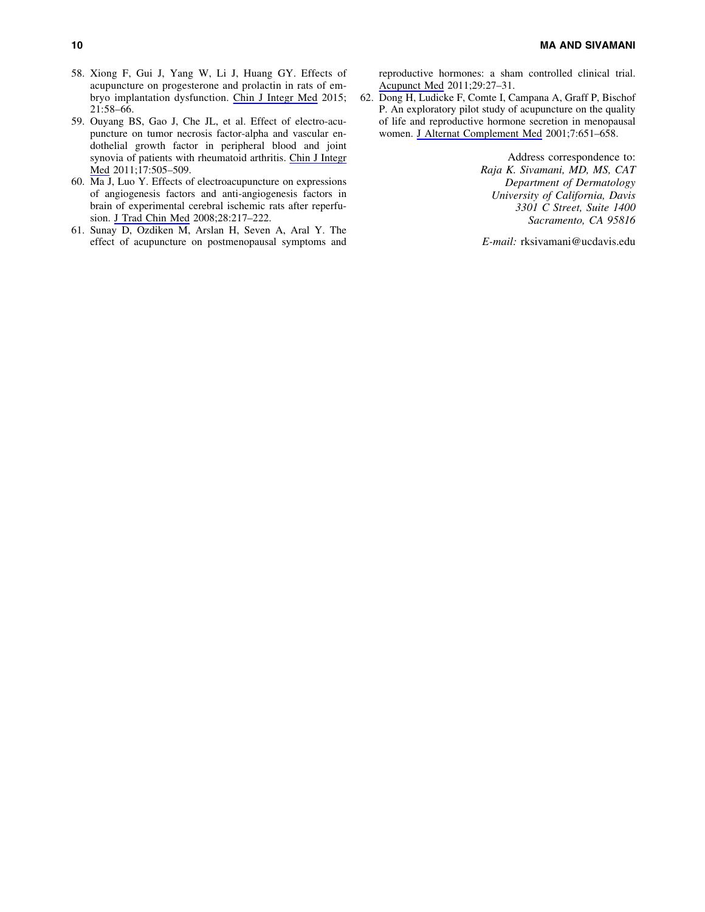58. Xiong F, Gui J, Yang W, Li J, Huang GY. Effects of acupuncture on progesterone and prolactin in rats of embryo implantation dysfunction. Chin J Integr Med 2015; 21:58–66.
59. Ouyang BS, Gao J, Che JL, et al. Effect of electro-acupuncture on tumor necrosis factor-alpha and vascular endothelial growth factor in peripheral blood and joint synovia of patients with rheumatoid arthritis. Chin J Integr Med 2011;17:505–509.
60. Ma J, Luo Y. Effects of electroacupuncture on expressions of angiogenesis factors and anti-angiogenesis factors in brain of experimental cerebral ischemic rats after reperfusion. J Trad Chin Med 2008;28:217–222.
61. Sunay D, Ozdiken M, Arslan H, Seven A, Aral Y. The effect of acupuncture on postmenopausal symptoms and reproductive hormones: a sham controlled clinical trial. Acupunct Med 2011;29:27–31.
62. Dong H, Ludicke F, Comte I, Campana A, Graff P, Bischof P. An exploratory pilot study of acupuncture on the quality of life and reproductive hormone secretion in menopausal women. J Alternat Complement Med 2001;7:651–658.

Address correspondence to:
*Raja K. Sivamani, MD, MS, CAT*
*Department of Dermatology*
*University of California, Davis*
*3301 C Street, Suite 1400*
*Sacramento, CA 95816*

*E-mail:* rksivamani@ucdavis.edu